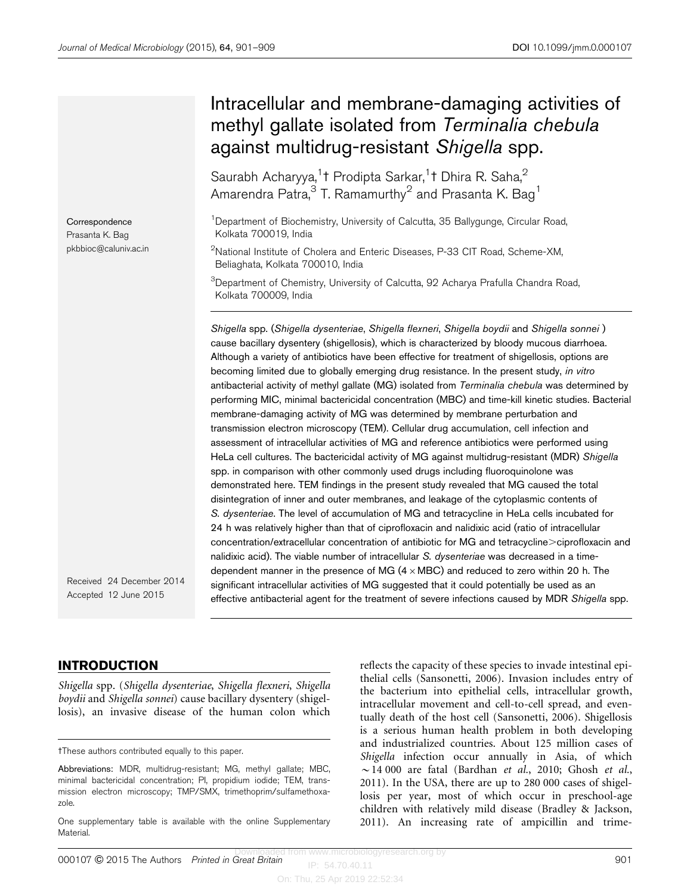# Intracellular and membrane-damaging activities of methyl gallate isolated from *Terminalia chebula* against multidrug-resistant *Shigella* spp.

Saurabh Acharyya,[1]† Prodipta Sarkar,[1]† Dhira R. Saha,[2] Amarendra Patra,[3] T. Ramamurthy[2] and Prasanta K. Bag[1]

[1]Department of Biochemistry, University of Calcutta, 35 Ballygunge, Circular Road, Kolkata 700019, India

[2]National Institute of Cholera and Enteric Diseases, P-33 CIT Road, Scheme-XM, Beliaghata, Kolkata 700010, India

[3]Department of Chemistry, University of Calcutta, 92 Acharya Prafulla Chandra Road, Kolkata 700009, India

Correspondence
Prasanta K. Bag
pkbbioc@caluniv.ac.in

Received 24 December 2014
Accepted 12 June 2015

*Shigella* spp. (*Shigella dysenteriae*, *Shigella flexneri*, *Shigella boydii* and *Shigella sonnei* ) cause bacillary dysentery (shigellosis), which is characterized by bloody mucous diarrhoea. Although a variety of antibiotics have been effective for treatment of shigellosis, options are becoming limited due to globally emerging drug resistance. In the present study, *in vitro* antibacterial activity of methyl gallate (MG) isolated from *Terminalia chebula* was determined by performing MIC, minimal bactericidal concentration (MBC) and time-kill kinetic studies. Bacterial membrane-damaging activity of MG was determined by membrane perturbation and transmission electron microscopy (TEM). Cellular drug accumulation, cell infection and assessment of intracellular activities of MG and reference antibiotics were performed using HeLa cell cultures. The bactericidal activity of MG against multidrug-resistant (MDR) *Shigella* spp. in comparison with other commonly used drugs including fluoroquinolone was demonstrated here. TEM findings in the present study revealed that MG caused the total disintegration of inner and outer membranes, and leakage of the cytoplasmic contents of *S. dysenteriae*. The level of accumulation of MG and tetracycline in HeLa cells incubated for 24 h was relatively higher than that of ciprofloxacin and nalidixic acid (ratio of intracellular concentration/extracellular concentration of antibiotic for MG and tetracycline>ciprofloxacin and nalidixic acid). The viable number of intracellular *S. dysenteriae* was decreased in a time-dependent manner in the presence of MG ($4\times$MBC) and reduced to zero within 20 h. The significant intracellular activities of MG suggested that it could potentially be used as an effective antibacterial agent for the treatment of severe infections caused by MDR *Shigella* spp.

## INTRODUCTION

*Shigella* spp. (*Shigella dysenteriae*, *Shigella flexneri*, *Shigella boydii* and *Shigella sonnei*) cause bacillary dysentery (shigellosis), an invasive disease of the human colon which reflects the capacity of these species to invade intestinal epithelial cells (Sansonetti, 2006). Invasion includes entry of the bacterium into epithelial cells, intracellular growth, intracellular movement and cell-to-cell spread, and eventually death of the host cell (Sansonetti, 2006). Shigellosis is a serious human health problem in both developing and industrialized countries. About 125 million cases of *Shigella* infection occur annually in Asia, of which ~14 000 are fatal (Bardhan *et al.*, 2010; Ghosh *et al.*, 2011). In the USA, there are up to 280 000 cases of shigellosis per year, most of which occur in preschool-age children with relatively mild disease (Bradley & Jackson, 2011). An increasing rate of ampicillin and trime-

†These authors contributed equally to this paper.

Abbreviations: MDR, multidrug-resistant; MG, methyl gallate; MBC, minimal bactericidal concentration; PI, propidium iodide; TEM, transmission electron microscopy; TMP/SMX, trimethoprim/sulfamethoxazole.

One supplementary table is available with the online Supplementary Material.

000107 © 2015 The Authors Printed in Great Britain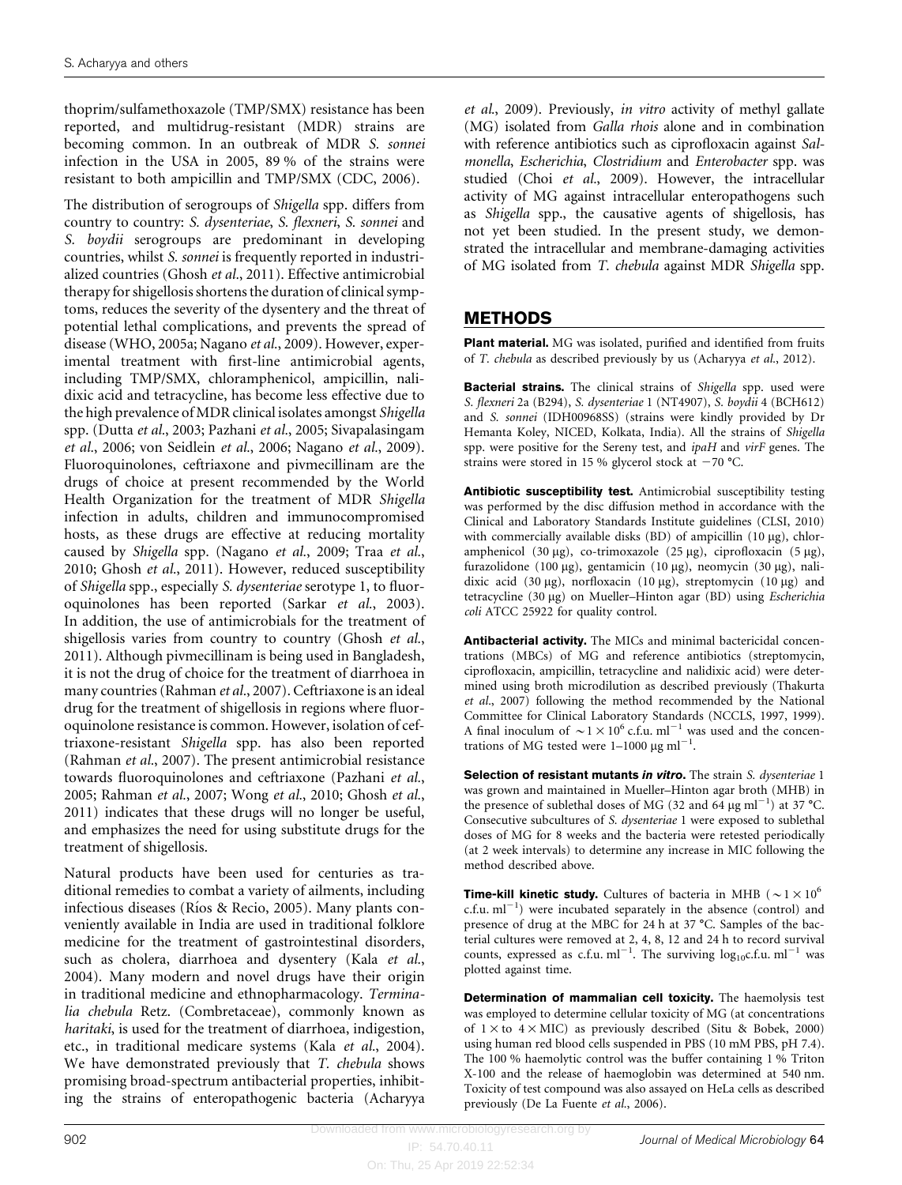thoprim/sulfamethoxazole (TMP/SMX) resistance has been reported, and multidrug-resistant (MDR) strains are becoming common. In an outbreak of MDR *S. sonnei* infection in the USA in 2005, 89 % of the strains were resistant to both ampicillin and TMP/SMX (CDC, 2006).

The distribution of serogroups of *Shigella* spp. differs from country to country: *S. dysenteriae*, *S. flexneri*, *S. sonnei* and *S. boydii* serogroups are predominant in developing countries, whilst *S. sonnei* is frequently reported in industrialized countries (Ghosh *et al.*, 2011). Effective antimicrobial therapy for shigellosis shortens the duration of clinical symptoms, reduces the severity of the dysentery and the threat of potential lethal complications, and prevents the spread of disease (WHO, 2005a; Nagano *et al.*, 2009). However, experimental treatment with first-line antimicrobial agents, including TMP/SMX, chloramphenicol, ampicillin, nalidixic acid and tetracycline, has become less effective due to the high prevalence of MDR clinical isolates amongst *Shigella* spp. (Dutta *et al.*, 2003; Pazhani *et al.*, 2005; Sivapalasingam *et al.*, 2006; von Seidlein *et al.*, 2006; Nagano *et al.*, 2009). Fluoroquinolones, ceftriaxone and pivmecillinam are the drugs of choice at present recommended by the World Health Organization for the treatment of MDR *Shigella* infection in adults, children and immunocompromised hosts, as these drugs are effective at reducing mortality caused by *Shigella* spp. (Nagano *et al.*, 2009; Traa *et al.*, 2010; Ghosh *et al.*, 2011). However, reduced susceptibility of *Shigella* spp., especially *S. dysenteriae* serotype 1, to fluoroquinolones has been reported (Sarkar *et al.*, 2003). In addition, the use of antimicrobials for the treatment of shigellosis varies from country to country (Ghosh *et al.*, 2011). Although pivmecillinam is being used in Bangladesh, it is not the drug of choice for the treatment of diarrhoea in many countries (Rahman *et al.*, 2007). Ceftriaxone is an ideal drug for the treatment of shigellosis in regions where fluoroquinolone resistance is common. However, isolation of ceftriaxone-resistant *Shigella* spp. has also been reported (Rahman *et al.*, 2007). The present antimicrobial resistance towards fluoroquinolones and ceftriaxone (Pazhani *et al.*, 2005; Rahman *et al.*, 2007; Wong *et al.*, 2010; Ghosh *et al.*, 2011) indicates that these drugs will no longer be useful, and emphasizes the need for using substitute drugs for the treatment of shigellosis.

Natural products have been used for centuries as traditional remedies to combat a variety of ailments, including infectious diseases (Ríos & Recio, 2005). Many plants conveniently available in India are used in traditional folklore medicine for the treatment of gastrointestinal disorders, such as cholera, diarrhoea and dysentery (Kala *et al.*, 2004). Many modern and novel drugs have their origin in traditional medicine and ethnopharmacology. *Terminalia chebula* Retz. (Combretaceae), commonly known as *haritaki*, is used for the treatment of diarrhoea, indigestion, etc., in traditional medicare systems (Kala *et al.*, 2004). We have demonstrated previously that *T. chebula* shows promising broad-spectrum antibacterial properties, inhibiting the strains of enteropathogenic bacteria (Acharyya *et al.*, 2009). Previously, *in vitro* activity of methyl gallate (MG) isolated from *Galla rhois* alone and in combination with reference antibiotics such as ciprofloxacin against *Salmonella*, *Escherichia*, *Clostridium* and *Enterobacter* spp. was studied (Choi *et al.*, 2009). However, the intracellular activity of MG against intracellular enteropathogens such as *Shigella* spp., the causative agents of shigellosis, has not yet been studied. In the present study, we demonstrated the intracellular and membrane-damaging activities of MG isolated from *T. chebula* against MDR *Shigella* spp.

## METHODS

**Plant material.** MG was isolated, purified and identified from fruits of *T. chebula* as described previously by us (Acharyya *et al.*, 2012).

**Bacterial strains.** The clinical strains of *Shigella* spp. used were *S. flexneri* 2a (B294), *S. dysenteriae* 1 (NT4907), *S. boydii* 4 (BCH612) and *S. sonnei* (IDH00968SS) (strains were kindly provided by Dr Hemanta Koley, NICED, Kolkata, India). All the strains of *Shigella* spp. were positive for the Sereny test, and *ipaH* and *virF* genes. The strains were stored in 15 % glycerol stock at −70 °C.

**Antibiotic susceptibility test.** Antimicrobial susceptibility testing was performed by the disc diffusion method in accordance with the Clinical and Laboratory Standards Institute guidelines (CLSI, 2010) with commercially available disks (BD) of ampicillin (10 μg), chloramphenicol (30 μg), co-trimoxazole (25 μg), ciprofloxacin (5 μg), furazolidone (100 μg), gentamicin (10 μg), neomycin (30 μg), nalidixic acid (30 μg), norfloxacin (10 μg), streptomycin (10 μg) and tetracycline (30 μg) on Mueller–Hinton agar (BD) using *Escherichia coli* ATCC 25922 for quality control.

**Antibacterial activity.** The MICs and minimal bactericidal concentrations (MBCs) of MG and reference antibiotics (streptomycin, ciprofloxacin, ampicillin, tetracycline and nalidixic acid) were determined using broth microdilution as described previously (Thakurta *et al.*, 2007) following the method recommended by the National Committee for Clinical Laboratory Standards (NCCLS, 1997, 1999). A final inoculum of $\sim 1 \times 10^6$ c.f.u. $ml^{-1}$ was used and the concentrations of MG tested were 1–1000 μg $ml^{-1}$.

**Selection of resistant mutants *in vitro*.** The strain *S. dysenteriae* 1 was grown and maintained in Mueller–Hinton agar broth (MHB) in the presence of sublethal doses of MG (32 and 64 μg $ml^{-1}$) at 37 °C. Consecutive subcultures of *S. dysenteriae* 1 were exposed to sublethal doses of MG for 8 weeks and the bacteria were retested periodically (at 2 week intervals) to determine any increase in MIC following the method described above.

**Time-kill kinetic study.** Cultures of bacteria in MHB ($\sim 1 \times 10^6$ c.f.u. $ml^{-1}$) were incubated separately in the absence (control) and presence of drug at the MBC for 24 h at 37 °C. Samples of the bacterial cultures were removed at 2, 4, 8, 12 and 24 h to record survival counts, expressed as c.f.u. $ml^{-1}$. The surviving $\log_{10}$c.f.u. $ml^{-1}$ was plotted against time.

**Determination of mammalian cell toxicity.** The haemolysis test was employed to determine cellular toxicity of MG (at concentrations of $1\times$ to $4\times$ MIC) as previously described (Situ & Bobek, 2000) using human red blood cells suspended in PBS (10 mM PBS, pH 7.4). The 100 % haemolytic control was the buffer containing 1 % Triton X-100 and the release of haemoglobin was determined at 540 nm. Toxicity of test compound was also assayed on HeLa cells as described previously (De La Fuente *et al.*, 2006).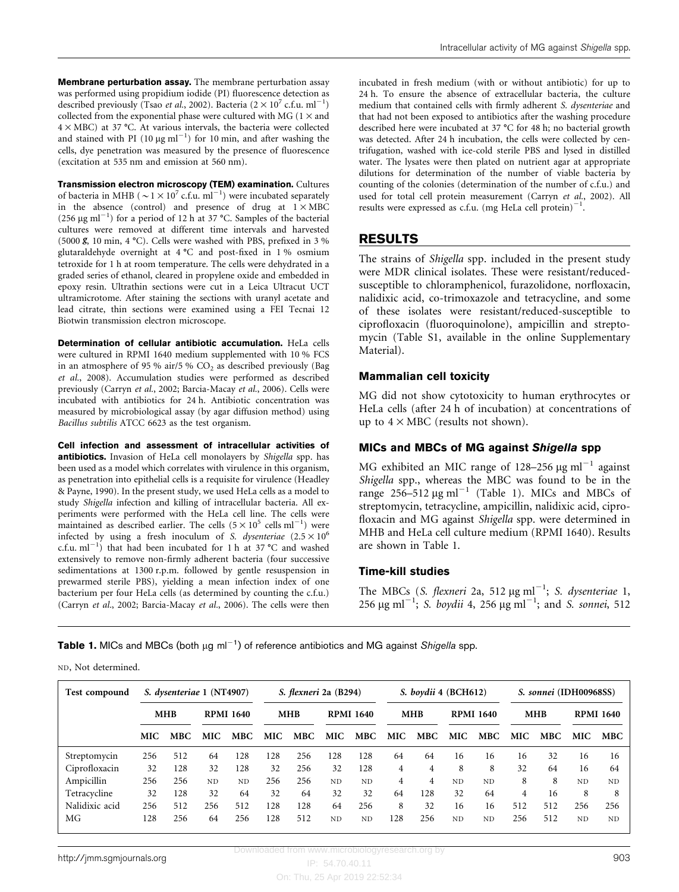**Membrane perturbation assay.** The membrane perturbation assay was performed using propidium iodide (PI) fluorescence detection as described previously (Tsao *et al.*, 2002). Bacteria ($2\times10^7$ c.f.u. $ml^{-1}$) collected from the exponential phase were cultured with MG ($1\times$ and $4\times$MBC) at 37 °C. At various intervals, the bacteria were collected and stained with PI (10 μg $ml^{-1}$) for 10 min, and after washing the cells, dye penetration was measured by the presence of fluorescence (excitation at 535 nm and emission at 560 nm).

**Transmission electron microscopy (TEM) examination.** Cultures of bacteria in MHB ($\sim1\times10^7$ c.f.u. $ml^{-1}$) were incubated separately in the absence (control) and presence of drug at $1\times$MBC (256 μg $ml^{-1}$) for a period of 12 h at 37 °C. Samples of the bacterial cultures were removed at different time intervals and harvested (5000 *g*, 10 min, 4 °C). Cells were washed with PBS, prefixed in 3 % glutaraldehyde overnight at 4 °C and post-fixed in 1 % osmium tetroxide for 1 h at room temperature. The cells were dehydrated in a graded series of ethanol, cleared in propylene oxide and embedded in epoxy resin. Ultrathin sections were cut in a Leica Ultracut UCT ultramicrotome. After staining the sections with uranyl acetate and lead citrate, thin sections were examined using a FEI Tecnai 12 Biotwin transmission electron microscope.

**Determination of cellular antibiotic accumulation.** HeLa cells were cultured in RPMI 1640 medium supplemented with 10 % FCS in an atmosphere of 95 % air/5 % $CO_2$ as described previously (Bag *et al.*, 2008). Accumulation studies were performed as described previously (Carryn *et al.*, 2002; Barcia-Macay *et al.*, 2006). Cells were incubated with antibiotics for 24 h. Antibiotic concentration was measured by microbiological assay (by agar diffusion method) using *Bacillus subtilis* ATCC 6623 as the test organism.

**Cell infection and assessment of intracellular activities of antibiotics.** Invasion of HeLa cell monolayers by *Shigella* spp. has been used as a model which correlates with virulence in this organism, as penetration into epithelial cells is a requisite for virulence (Headley & Payne, 1990). In the present study, we used HeLa cells as a model to study *Shigella* infection and killing of intracellular bacteria. All experiments were performed with the HeLa cell line. The cells were maintained as described earlier. The cells ($5\times10^5$ cells $ml^{-1}$) were infected by using a fresh inoculum of *S. dysenteriae* ($2.5\times10^6$ c.f.u. $ml^{-1}$) that had been incubated for 1 h at 37 °C and washed extensively to remove non-firmly adherent bacteria (four successive sedimentations at 1300 r.p.m. followed by gentle resuspension in prewarmed sterile PBS), yielding a mean infection index of one bacterium per four HeLa cells (as determined by counting the c.f.u.) (Carryn *et al.*, 2002; Barcia-Macay *et al.*, 2006). The cells were then incubated in fresh medium (with or without antibiotic) for up to 24 h. To ensure the absence of extracellular bacteria, the culture medium that contained cells with firmly adherent *S. dysenteriae* and that had not been exposed to antibiotics after the washing procedure described here were incubated at 37 °C for 48 h; no bacterial growth was detected. After 24 h incubation, the cells were collected by centrifugation, washed with ice-cold sterile PBS and lysed in distilled water. The lysates were then plated on nutrient agar at appropriate dilutions for determination of the number of viable bacteria by counting of the colonies (determination of the number of c.f.u.) and used for total cell protein measurement (Carryn *et al.*, 2002). All results were expressed as c.f.u. (mg HeLa cell protein)$^{-1}$.

## RESULTS

The strains of *Shigella* spp. included in the present study were MDR clinical isolates. These were resistant/reduced-susceptible to chloramphenicol, furazolidone, norfloxacin, nalidixic acid, co-trimoxazole and tetracycline, and some of these isolates were resistant/reduced-susceptible to ciprofloxacin (fluoroquinolone), ampicillin and streptomycin (Table S1, available in the online Supplementary Material).

### Mammalian cell toxicity

MG did not show cytotoxicity to human erythrocytes or HeLa cells (after 24 h of incubation) at concentrations of up to $4\times$MBC (results not shown).

### MICs and MBCs of MG against *Shigella* spp

MG exhibited an MIC range of 128–256 μg $ml^{-1}$ against *Shigella* spp., whereas the MBC was found to be in the range 256–512 μg $ml^{-1}$ (Table 1). MICs and MBCs of streptomycin, tetracycline, ampicillin, nalidixic acid, ciprofloxacin and MG against *Shigella* spp. were determined in MHB and HeLa cell culture medium (RPMI 1640). Results are shown in Table 1.

### Time-kill studies

The MBCs (*S. flexneri* 2a, 512 μg $ml^{-1}$; *S. dysenteriae* 1, 256 μg $ml^{-1}$; *S. boydii* 4, 256 μg $ml^{-1}$; and *S. sonnei*, 512

**Table 1.** MICs and MBCs (both μg $ml^{-1}$) of reference antibiotics and MG against *Shigella* spp.

ND, Not determined.

| Test compound | *S. dysenteriae* 1 (NT4907) | | | | *S. flexneri* 2a (B294) | | | | *S. boydii* 4 (BCH612) | | | | *S. sonnei* (IDH00968SS) | | | |
|---|---|---|---|---|---|---|---|---|---|---|---|---|---|---|---|---|
| | MHB | | RPMI 1640 | | MHB | | RPMI 1640 | | MHB | | RPMI 1640 | | MHB | | RPMI 1640 | |
| | MIC | MBC | MIC | MBC | MIC | MBC | MIC | MBC | MIC | MBC | MIC | MBC | MIC | MBC | MIC | MBC |
| Streptomycin | 256 | 512 | 64 | 128 | 128 | 256 | 128 | 128 | 64 | 64 | 16 | 16 | 16 | 32 | 16 | 16 |
| Ciprofloxacin | 32 | 128 | 32 | 128 | 32 | 256 | 32 | 128 | 4 | 4 | 8 | 8 | 32 | 64 | 16 | 64 |
| Ampicillin | 256 | 256 | ND | ND | 256 | 256 | ND | ND | 4 | 4 | ND | ND | 8 | 8 | ND | ND |
| Tetracycline | 32 | 128 | 32 | 64 | 32 | 64 | 32 | 32 | 64 | 128 | 32 | 64 | 4 | 16 | 8 | 8 |
| Nalidixic acid | 256 | 512 | 256 | 512 | 128 | 128 | 64 | 256 | 8 | 32 | 16 | 16 | 512 | 512 | 256 | 256 |
| MG | 128 | 256 | 64 | 256 | 128 | 512 | ND | ND | 128 | 256 | ND | ND | 256 | 512 | ND | ND |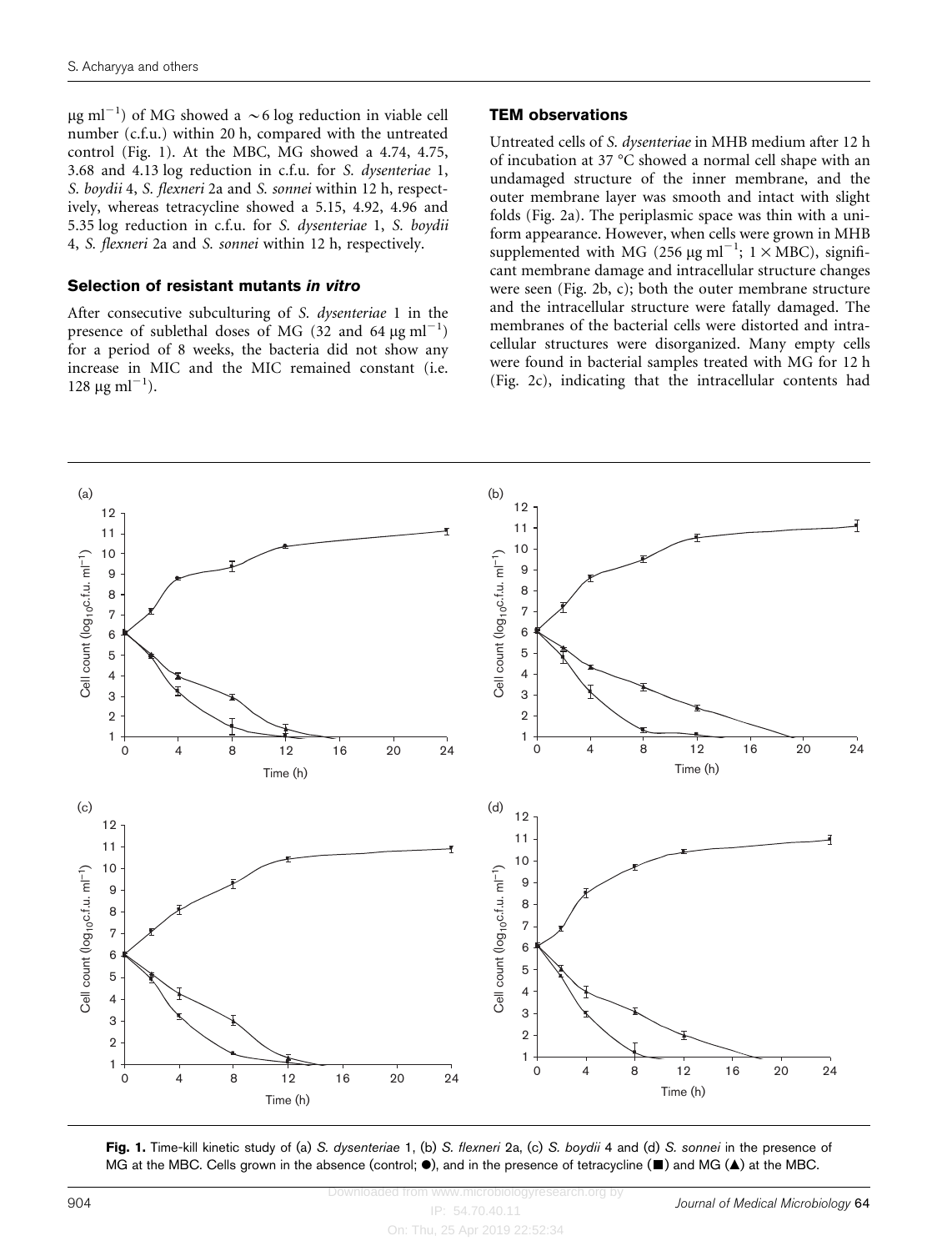μg ml$^{-1}$) of MG showed a ~6 log reduction in viable cell number (c.f.u.) within 20 h, compared with the untreated control (Fig. 1). At the MBC, MG showed a 4.74, 4.75, 3.68 and 4.13 log reduction in c.f.u. for *S. dysenteriae* 1, *S. boydii* 4, *S. flexneri* 2a and *S. sonnei* within 12 h, respectively, whereas tetracycline showed a 5.15, 4.92, 4.96 and 5.35 log reduction in c.f.u. for *S. dysenteriae* 1, *S. boydii* 4, *S. flexneri* 2a and *S. sonnei* within 12 h, respectively.

### Selection of resistant mutants *in vitro*

After consecutive subculturing of *S. dysenteriae* 1 in the presence of sublethal doses of MG (32 and 64 μg ml$^{-1}$) for a period of 8 weeks, the bacteria did not show any increase in MIC and the MIC remained constant (i.e. 128 μg ml$^{-1}$).

### TEM observations

Untreated cells of *S. dysenteriae* in MHB medium after 12 h of incubation at 37 °C showed a normal cell shape with an undamaged structure of the inner membrane, and the outer membrane layer was smooth and intact with slight folds (Fig. 2a). The periplasmic space was thin with a uniform appearance. However, when cells were grown in MHB supplemented with MG (256 μg ml$^{-1}$; 1 × MBC), significant membrane damage and intracellular structure changes were seen (Fig. 2b, c); both the outer membrane structure and the intracellular structure were fatally damaged. The membranes of the bacterial cells were distorted and intracellular structures were disorganized. Many empty cells were found in bacterial samples treated with MG for 12 h (Fig. 2c), indicating that the intracellular contents had

(a)
(b)
(c)
(d)
Cell count ($\log_{10}$c.f.u. ml$^{-1}$)
Time (h)

**Fig. 1.** Time-kill kinetic study of (a) *S. dysenteriae* 1, (b) *S. flexneri* 2a, (c) *S. boydii* 4 and (d) *S. sonnei* in the presence of MG at the MBC. Cells grown in the absence (control; ●), and in the presence of tetracycline (■) and MG (▲) at the MBC.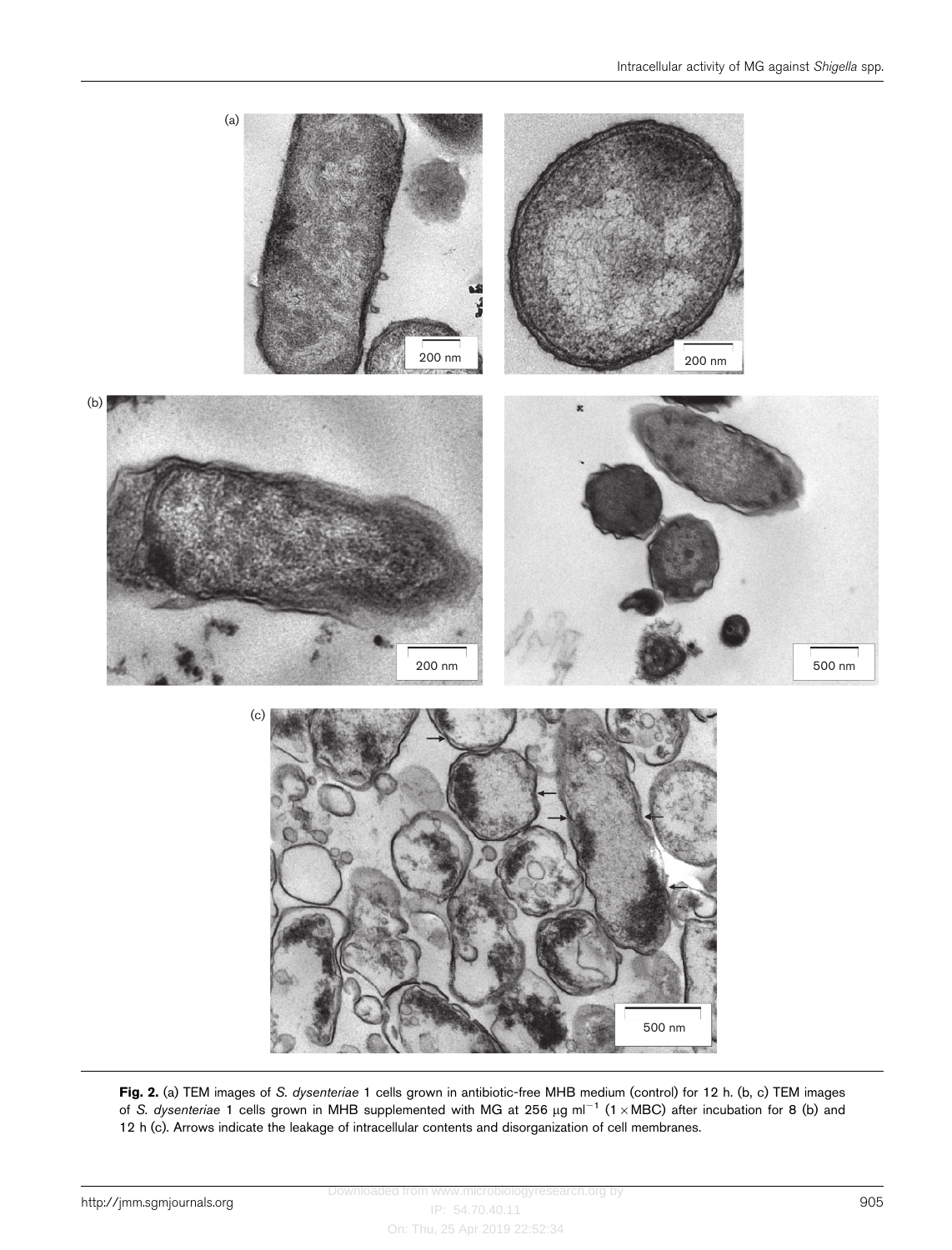(a)

200 nm

200 nm

(b)

200 nm

500 nm

(c)

500 nm

**Fig. 2.** (a) TEM images of *S. dysenteriae* 1 cells grown in antibiotic-free MHB medium (control) for 12 h. (b, c) TEM images of *S. dysenteriae* 1 cells grown in MHB supplemented with MG at 256 μg $ml^{-1}$ (1 × MBC) after incubation for 8 (b) and 12 h (c). Arrows indicate the leakage of intracellular contents and disorganization of cell membranes.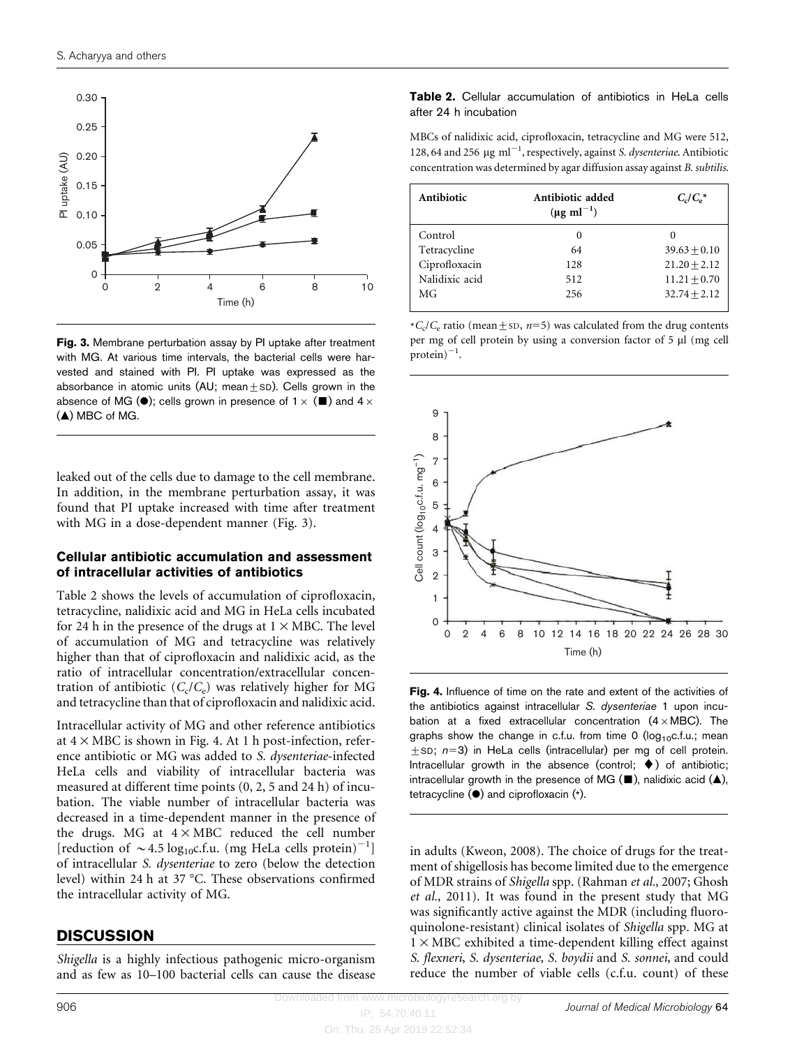0.30

0.25

0.20

0.15

0.10

0.05

0

PI uptake (AU)

0 2 4 6 8 10

Time (h)

**Fig. 3.** Membrane perturbation assay by PI uptake after treatment with MG. At various time intervals, the bacterial cells were harvested and stained with PI. PI uptake was expressed as the absorbance in atomic units (AU; mean ± SD). Cells grown in the absence of MG (●); cells grown in presence of 1 × (■) and 4 × (▲) MBC of MG.

leaked out of the cells due to damage to the cell membrane. In addition, in the membrane perturbation assay, it was found that PI uptake increased with time after treatment with MG in a dose-dependent manner (Fig. 3).

### Cellular antibiotic accumulation and assessment of intracellular activities of antibiotics

Table 2 shows the levels of accumulation of ciprofloxacin, tetracycline, nalidixic acid and MG in HeLa cells incubated for 24 h in the presence of the drugs at 1 × MBC. The level of accumulation of MG and tetracycline was relatively higher than that of ciprofloxacin and nalidixic acid, as the ratio of intracellular concentration/extracellular concentration of antibiotic ($C_c/C_e$) was relatively higher for MG and tetracycline than that of ciprofloxacin and nalidixic acid.

Intracellular activity of MG and other reference antibiotics at 4 × MBC is shown in Fig. 4. At 1 h post-infection, reference antibiotic or MG was added to *S. dysenteriae*-infected HeLa cells and viability of intracellular bacteria was measured at different time points (0, 2, 5 and 24 h) of incubation. The viable number of intracellular bacteria was decreased in a time-dependent manner in the presence of the drugs. MG at 4 × MBC reduced the cell number [reduction of ~4.5 $\log_{10}$c.f.u. (mg HeLa cells protein)$^{-1}$] of intracellular *S. dysenteriae* to zero (below the detection level) within 24 h at 37 °C. These observations confirmed the intracellular activity of MG.

**Table 2.** Cellular accumulation of antibiotics in HeLa cells after 24 h incubation

MBCs of nalidixic acid, ciprofloxacin, tetracycline and MG were 512, 128, 64 and 256 μg ml$^{-1}$, respectively, against *S. dysenteriae*. Antibiotic concentration was determined by agar diffusion assay against *B. subtilis*.

| Antibiotic | Antibiotic added (μg ml$^{-1}$) | $C_c/C_e$* |
|---|---|---|
| Control | 0 | 0 |
| Tetracycline | 64 | 39.63 ± 0.10 |
| Ciprofloxacin | 128 | 21.20 ± 2.12 |
| Nalidixic acid | 512 | 11.21 ± 0.70 |
| MG | 256 | 32.74 ± 2.12 |

*$C_c/C_e$ ratio (mean ± SD, $n$=5) was calculated from the drug contents per mg of cell protein by using a conversion factor of 5 μl (mg cell protein)$^{-1}$.

9

8

7

6

5

4

3

2

1

0

Cell count ($\log_{10}$c.f.u. mg$^{-1}$)

0 2 4 6 8 10 12 14 16 18 20 22 24 26 28 30

Time (h)

**Fig. 4.** Influence of time on the rate and extent of the activities of the antibiotics against intracellular *S. dysenteriae* 1 upon incubation at a fixed extracellular concentration (4 × MBC). The graphs show the change in c.f.u. from time 0 ($\log_{10}$c.f.u.; mean ± SD; $n$=3) in HeLa cells (intracellular) per mg of cell protein. Intracellular growth in the absence (control; ♦) of antibiotic; intracellular growth in the presence of MG (■), nalidixic acid (▲), tetracycline (●) and ciprofloxacin (*).

## DISCUSSION

*Shigella* is a highly infectious pathogenic micro-organism and as few as 10–100 bacterial cells can cause the disease in adults (Kweon, 2008). The choice of drugs for the treatment of shigellosis has become limited due to the emergence of MDR strains of *Shigella* spp. (Rahman *et al.*, 2007; Ghosh *et al.*, 2011). It was found in the present study that MG was significantly active against the MDR (including fluoroquinolone-resistant) clinical isolates of *Shigella* spp. MG at 1 × MBC exhibited a time-dependent killing effect against *S. flexneri*, *S. dysenteriae*, *S. boydii* and *S. sonnei*, and could reduce the number of viable cells (c.f.u. count) of these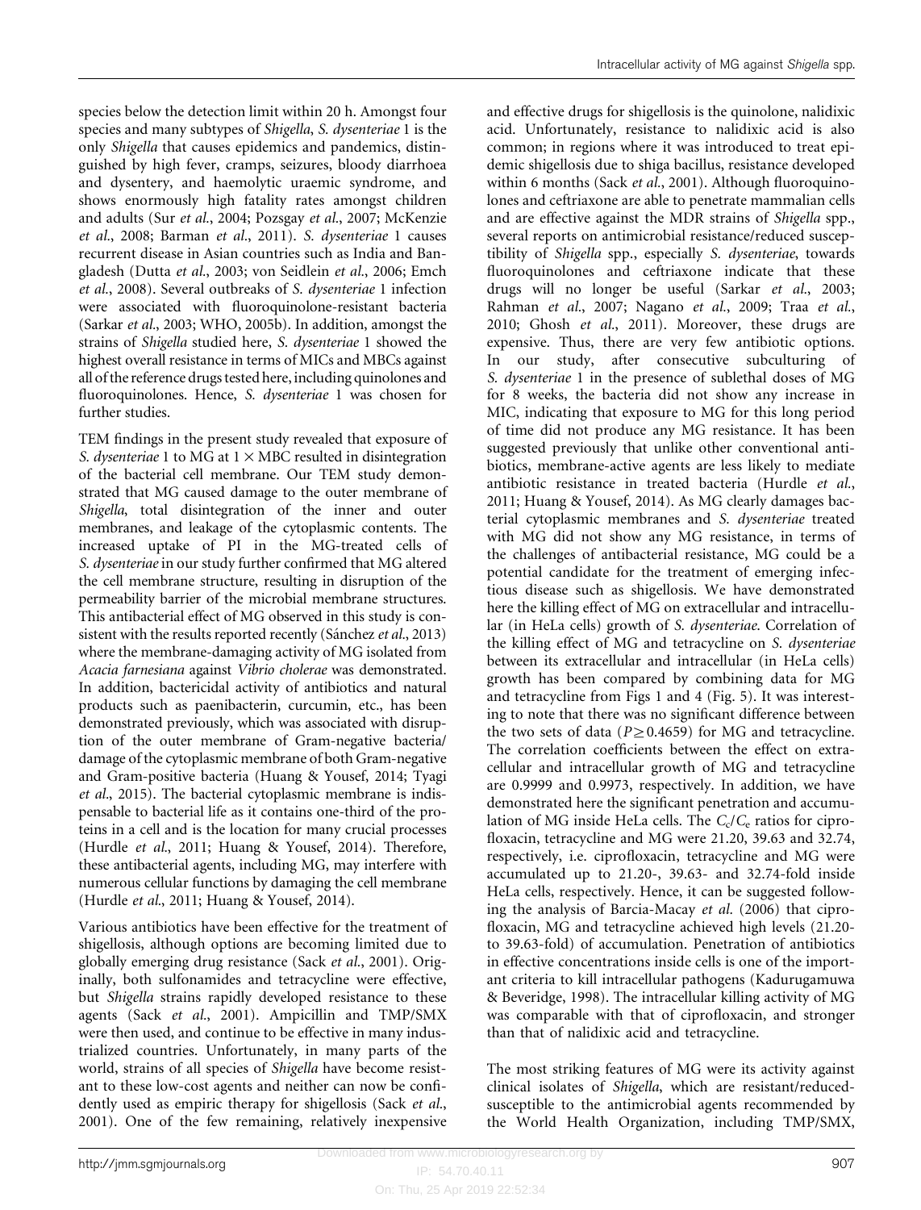species below the detection limit within 20 h. Amongst four species and many subtypes of *Shigella*, *S. dysenteriae* 1 is the only *Shigella* that causes epidemics and pandemics, distinguished by high fever, cramps, seizures, bloody diarrhoea and dysentery, and haemolytic uraemic syndrome, and shows enormously high fatality rates amongst children and adults (Sur *et al.*, 2004; Pozsgay *et al.*, 2007; McKenzie *et al.*, 2008; Barman *et al.*, 2011). *S. dysenteriae* 1 causes recurrent disease in Asian countries such as India and Bangladesh (Dutta *et al.*, 2003; von Seidlein *et al.*, 2006; Emch *et al.*, 2008). Several outbreaks of *S. dysenteriae* 1 infection were associated with fluoroquinolone-resistant bacteria (Sarkar *et al.*, 2003; WHO, 2005b). In addition, amongst the strains of *Shigella* studied here, *S. dysenteriae* 1 showed the highest overall resistance in terms of MICs and MBCs against all of the reference drugs tested here, including quinolones and fluoroquinolones. Hence, *S. dysenteriae* 1 was chosen for further studies.

TEM findings in the present study revealed that exposure of *S. dysenteriae* 1 to MG at 1 × MBC resulted in disintegration of the bacterial cell membrane. Our TEM study demonstrated that MG caused damage to the outer membrane of *Shigella*, total disintegration of the inner and outer membranes, and leakage of the cytoplasmic contents. The increased uptake of PI in the MG-treated cells of *S. dysenteriae* in our study further confirmed that MG altered the cell membrane structure, resulting in disruption of the permeability barrier of the microbial membrane structures. This antibacterial effect of MG observed in this study is consistent with the results reported recently (Sánchez *et al.*, 2013) where the membrane-damaging activity of MG isolated from *Acacia farnesiana* against *Vibrio cholerae* was demonstrated. In addition, bactericidal activity of antibiotics and natural products such as paenibacterin, curcumin, etc., has been demonstrated previously, which was associated with disruption of the outer membrane of Gram-negative bacteria/damage of the cytoplasmic membrane of both Gram-negative and Gram-positive bacteria (Huang & Yousef, 2014; Tyagi *et al.*, 2015). The bacterial cytoplasmic membrane is indispensable to bacterial life as it contains one-third of the proteins in a cell and is the location for many crucial processes (Hurdle *et al.*, 2011; Huang & Yousef, 2014). Therefore, these antibacterial agents, including MG, may interfere with numerous cellular functions by damaging the cell membrane (Hurdle *et al.*, 2011; Huang & Yousef, 2014).

Various antibiotics have been effective for the treatment of shigellosis, although options are becoming limited due to globally emerging drug resistance (Sack *et al.*, 2001). Originally, both sulfonamides and tetracycline were effective, but *Shigella* strains rapidly developed resistance to these agents (Sack *et al.*, 2001). Ampicillin and TMP/SMX were then used, and continue to be effective in many industrialized countries. Unfortunately, in many parts of the world, strains of all species of *Shigella* have become resistant to these low-cost agents and neither can now be confidently used as empiric therapy for shigellosis (Sack *et al.*, 2001). One of the few remaining, relatively inexpensive and effective drugs for shigellosis is the quinolone, nalidixic acid. Unfortunately, resistance to nalidixic acid is also common; in regions where it was introduced to treat epidemic shigellosis due to shiga bacillus, resistance developed within 6 months (Sack *et al.*, 2001). Although fluoroquinolones and ceftriaxone are able to penetrate mammalian cells and are effective against the MDR strains of *Shigella* spp., several reports on antimicrobial resistance/reduced susceptibility of *Shigella* spp., especially *S. dysenteriae*, towards fluoroquinolones and ceftriaxone indicate that these drugs will no longer be useful (Sarkar *et al.*, 2003; Rahman *et al.*, 2007; Nagano *et al.*, 2009; Traa *et al.*, 2010; Ghosh *et al.*, 2011). Moreover, these drugs are expensive. Thus, there are very few antibiotic options. In our study, after consecutive subculturing of *S. dysenteriae* 1 in the presence of sublethal doses of MG for 8 weeks, the bacteria did not show any increase in MIC, indicating that exposure to MG for this long period of time did not produce any MG resistance. It has been suggested previously that unlike other conventional antibiotics, membrane-active agents are less likely to mediate antibiotic resistance in treated bacteria (Hurdle *et al.*, 2011; Huang & Yousef, 2014). As MG clearly damages bacterial cytoplasmic membranes and *S. dysenteriae* treated with MG did not show any MG resistance, in terms of the challenges of antibacterial resistance, MG could be a potential candidate for the treatment of emerging infectious disease such as shigellosis. We have demonstrated here the killing effect of MG on extracellular and intracellular (in HeLa cells) growth of *S. dysenteriae*. Correlation of the killing effect of MG and tetracycline on *S. dysenteriae* between its extracellular and intracellular (in HeLa cells) growth has been compared by combining data for MG and tetracycline from Figs 1 and 4 (Fig. 5). It was interesting to note that there was no significant difference between the two sets of data ($P \geq 0.4659$) for MG and tetracycline. The correlation coefficients between the effect on extracellular and intracellular growth of MG and tetracycline are 0.9999 and 0.9973, respectively. In addition, we have demonstrated here the significant penetration and accumulation of MG inside HeLa cells. The $C_c/C_e$ ratios for ciprofloxacin, tetracycline and MG were 21.20, 39.63 and 32.74, respectively, i.e. ciprofloxacin, tetracycline and MG were accumulated up to 21.20-, 39.63- and 32.74-fold inside HeLa cells, respectively. Hence, it can be suggested following the analysis of Barcia-Macay *et al.* (2006) that ciprofloxacin, MG and tetracycline achieved high levels (21.20- to 39.63-fold) of accumulation. Penetration of antibiotics in effective concentrations inside cells is one of the important criteria to kill intracellular pathogens (Kadurugamuwa & Beveridge, 1998). The intracellular killing activity of MG was comparable with that of ciprofloxacin, and stronger than that of nalidixic acid and tetracycline.

The most striking features of MG were its activity against clinical isolates of *Shigella*, which are resistant/reduced-susceptible to the antimicrobial agents recommended by the World Health Organization, including TMP/SMX,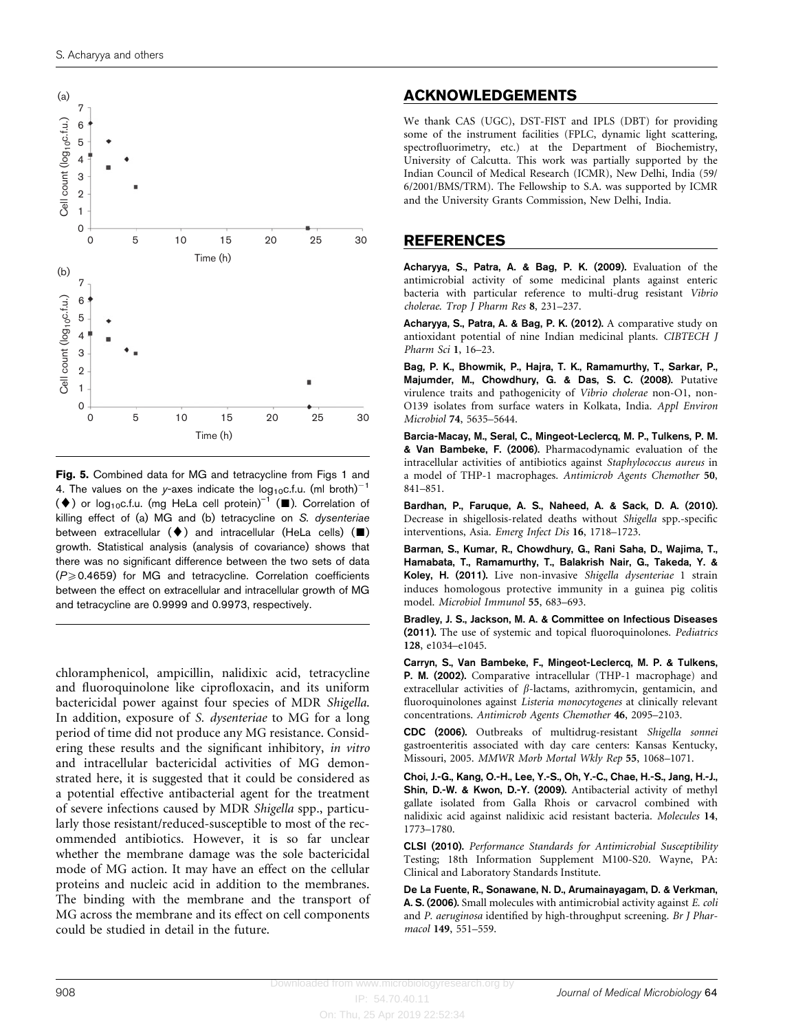(a)

7
6
5
4
3
2
1
0

Cell count ($\log_{10}$c.f.u.)

0 5 10 15 20 25 30

Time (h)

(b)

7
6
5
4
3
2
1
0

Cell count ($\log_{10}$c.f.u.)

0 5 10 15 20 25 30

Time (h)

**Fig. 5.** Combined data for MG and tetracycline from Figs 1 and 4. The values on the *y*-axes indicate the $\log_{10}$c.f.u. (ml broth)$^{-1}$ (♦) or $\log_{10}$c.f.u. (mg HeLa cell protein)$^{-1}$ (■). Correlation of killing effect of (a) MG and (b) tetracycline on *S. dysenteriae* between extracellular (♦) and intracellular (HeLa cells) (■) growth. Statistical analysis (analysis of covariance) shows that there was no significant difference between the two sets of data ($P \geqslant 0.4659$) for MG and tetracycline. Correlation coefficients between the effect on extracellular and intracellular growth of MG and tetracycline are 0.9999 and 0.9973, respectively.

chloramphenicol, ampicillin, nalidixic acid, tetracycline and fluoroquinolone like ciprofloxacin, and its uniform bactericidal power against four species of MDR *Shigella*. In addition, exposure of *S. dysenteriae* to MG for a long period of time did not produce any MG resistance. Considering these results and the significant inhibitory, *in vitro* and intracellular bactericidal activities of MG demonstrated here, it is suggested that it could be considered as a potential effective antibacterial agent for the treatment of severe infections caused by MDR *Shigella* spp., particularly those resistant/reduced-susceptible to most of the recommended antibiotics. However, it is so far unclear whether the membrane damage was the sole bactericidal mode of MG action. It may have an effect on the cellular proteins and nucleic acid in addition to the membranes. The binding with the membrane and the transport of MG across the membrane and its effect on cell components could be studied in detail in the future.

## ACKNOWLEDGEMENTS

We thank CAS (UGC), DST-FIST and IPLS (DBT) for providing some of the instrument facilities (FPLC, dynamic light scattering, spectrofluorimetry, etc.) at the Department of Biochemistry, University of Calcutta. This work was partially supported by the Indian Council of Medical Research (ICMR), New Delhi, India (59/6/2001/BMS/TRM). The Fellowship to S.A. was supported by ICMR and the University Grants Commission, New Delhi, India.

## REFERENCES

**Acharyya, S., Patra, A. & Bag, P. K. (2009).** Evaluation of the antimicrobial activity of some medicinal plants against enteric bacteria with particular reference to multi-drug resistant *Vibrio cholerae*. *Trop J Pharm Res* **8**, 231–237.

**Acharyya, S., Patra, A. & Bag, P. K. (2012).** A comparative study on antioxidant potential of nine Indian medicinal plants. *CIBTECH J Pharm Sci* **1**, 16–23.

**Bag, P. K., Bhowmik, P., Hajra, T. K., Ramamurthy, T., Sarkar, P., Majumder, M., Chowdhury, G. & Das, S. C. (2008).** Putative virulence traits and pathogenicity of *Vibrio cholerae* non-O1, non-O139 isolates from surface waters in Kolkata, India. *Appl Environ Microbiol* **74**, 5635–5644.

**Barcia-Macay, M., Seral, C., Mingeot-Leclercq, M. P., Tulkens, P. M. & Van Bambeke, F. (2006).** Pharmacodynamic evaluation of the intracellular activities of antibiotics against *Staphylococcus aureus* in a model of THP-1 macrophages. *Antimicrob Agents Chemother* **50**, 841–851.

**Bardhan, P., Faruque, A. S., Naheed, A. & Sack, D. A. (2010).** Decrease in shigellosis-related deaths without *Shigella* spp.-specific interventions, Asia. *Emerg Infect Dis* **16**, 1718–1723.

**Barman, S., Kumar, R., Chowdhury, G., Rani Saha, D., Wajima, T., Hamabata, T., Ramamurthy, T., Balakrish Nair, G., Takeda, Y. & Koley, H. (2011).** Live non-invasive *Shigella dysenteriae* 1 strain induces homologous protective immunity in a guinea pig colitis model. *Microbiol Immunol* **55**, 683–693.

**Bradley, J. S., Jackson, M. A. & Committee on Infectious Diseases (2011).** The use of systemic and topical fluoroquinolones. *Pediatrics* **128**, e1034–e1045.

**Carryn, S., Van Bambeke, F., Mingeot-Leclercq, M. P. & Tulkens, P. M. (2002).** Comparative intracellular (THP-1 macrophage) and extracellular activities of $\beta$-lactams, azithromycin, gentamicin, and fluoroquinolones against *Listeria monocytogenes* at clinically relevant concentrations. *Antimicrob Agents Chemother* **46**, 2095–2103.

**CDC (2006).** Outbreaks of multidrug-resistant *Shigella sonnei* gastroenteritis associated with day care centers: Kansas Kentucky, Missouri, 2005. *MMWR Morb Mortal Wkly Rep* **55**, 1068–1071.

**Choi, J.-G., Kang, O.-H., Lee, Y.-S., Oh, Y.-C., Chae, H.-S., Jang, H.-J., Shin, D.-W. & Kwon, D.-Y. (2009).** Antibacterial activity of methyl gallate isolated from Galla Rhois or carvacrol combined with nalidixic acid against nalidixic acid resistant bacteria. *Molecules* **14**, 1773–1780.

**CLSI (2010).** *Performance Standards for Antimicrobial Susceptibility* Testing; 18th Information Supplement M100-S20. Wayne, PA: Clinical and Laboratory Standards Institute.

**De La Fuente, R., Sonawane, N. D., Arumainayagam, D. & Verkman, A. S. (2006).** Small molecules with antimicrobial activity against *E. coli* and *P. aeruginosa* identified by high-throughput screening. *Br J Pharmacol* **149**, 551–559.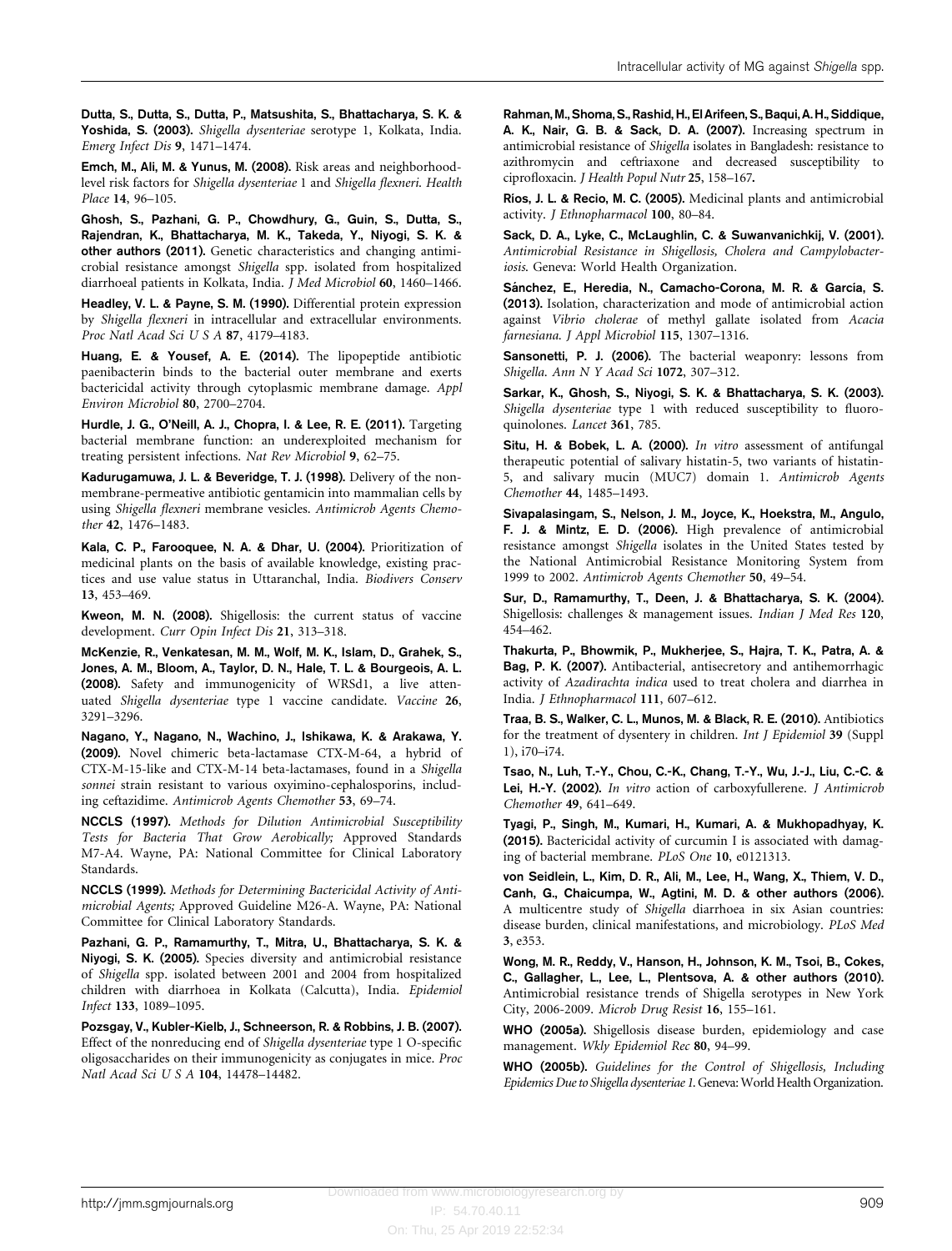**Dutta, S., Dutta, S., Dutta, P., Matsushita, S., Bhattacharya, S. K. & Yoshida, S. (2003).** *Shigella dysenteriae* serotype 1, Kolkata, India. *Emerg Infect Dis* **9**, 1471–1474.

**Emch, M., Ali, M. & Yunus, M. (2008).** Risk areas and neighborhood-level risk factors for *Shigella dysenteriae* 1 and *Shigella flexneri*. *Health Place* **14**, 96–105.

**Ghosh, S., Pazhani, G. P., Chowdhury, G., Guin, S., Dutta, S., Rajendran, K., Bhattacharya, M. K., Takeda, Y., Niyogi, S. K. & other authors (2011).** Genetic characteristics and changing antimicrobial resistance amongst *Shigella* spp. isolated from hospitalized diarrhoeal patients in Kolkata, India. *J Med Microbiol* **60**, 1460–1466.

**Headley, V. L. & Payne, S. M. (1990).** Differential protein expression by *Shigella flexneri* in intracellular and extracellular environments. *Proc Natl Acad Sci U S A* **87**, 4179–4183.

**Huang, E. & Yousef, A. E. (2014).** The lipopeptide antibiotic paenibacterin binds to the bacterial outer membrane and exerts bactericidal activity through cytoplasmic membrane damage. *Appl Environ Microbiol* **80**, 2700–2704.

**Hurdle, J. G., O'Neill, A. J., Chopra, I. & Lee, R. E. (2011).** Targeting bacterial membrane function: an underexploited mechanism for treating persistent infections. *Nat Rev Microbiol* **9**, 62–75.

**Kadurugamuwa, J. L. & Beveridge, T. J. (1998).** Delivery of the non-membrane-permeative antibiotic gentamicin into mammalian cells by using *Shigella flexneri* membrane vesicles. *Antimicrob Agents Chemother* **42**, 1476–1483.

**Kala, C. P., Farooquee, N. A. & Dhar, U. (2004).** Prioritization of medicinal plants on the basis of available knowledge, existing practices and use value status in Uttaranchal, India. *Biodivers Conserv* **13**, 453–469.

**Kweon, M. N. (2008).** Shigellosis: the current status of vaccine development. *Curr Opin Infect Dis* **21**, 313–318.

**McKenzie, R., Venkatesan, M. M., Wolf, M. K., Islam, D., Grahek, S., Jones, A. M., Bloom, A., Taylor, D. N., Hale, T. L. & Bourgeois, A. L. (2008).** Safety and immunogenicity of WRSd1, a live attenuated *Shigella dysenteriae* type 1 vaccine candidate. *Vaccine* **26**, 3291–3296.

**Nagano, Y., Nagano, N., Wachino, J., Ishikawa, K. & Arakawa, Y. (2009).** Novel chimeric beta-lactamase CTX-M-64, a hybrid of CTX-M-15-like and CTX-M-14 beta-lactamases, found in a *Shigella sonnei* strain resistant to various oxyimino-cephalosporins, including ceftazidime. *Antimicrob Agents Chemother* **53**, 69–74.

**NCCLS (1997).** *Methods for Dilution Antimicrobial Susceptibility Tests for Bacteria That Grow Aerobically;* Approved Standards M7-A4. Wayne, PA: National Committee for Clinical Laboratory Standards.

**NCCLS (1999).** *Methods for Determining Bactericidal Activity of Antimicrobial Agents;* Approved Guideline M26-A. Wayne, PA: National Committee for Clinical Laboratory Standards.

**Pazhani, G. P., Ramamurthy, T., Mitra, U., Bhattacharya, S. K. & Niyogi, S. K. (2005).** Species diversity and antimicrobial resistance of *Shigella* spp. isolated between 2001 and 2004 from hospitalized children with diarrhoea in Kolkata (Calcutta), India. *Epidemiol Infect* **133**, 1089–1095.

**Pozsgay, V., Kubler-Kielb, J., Schneerson, R. & Robbins, J. B. (2007).** Effect of the nonreducing end of *Shigella dysenteriae* type 1 O-specific oligosaccharides on their immunogenicity as conjugates in mice. *Proc Natl Acad Sci U S A* **104**, 14478–14482.

**Rahman, M., Shoma, S., Rashid, H., El Arifeen, S., Baqui, A. H., Siddique, A. K., Nair, G. B. & Sack, D. A. (2007).** Increasing spectrum in antimicrobial resistance of *Shigella* isolates in Bangladesh: resistance to azithromycin and ceftriaxone and decreased susceptibility to ciprofloxacin. *J Health Popul Nutr* **25**, 158–167.

**Rios, J. L. & Recio, M. C. (2005).** Medicinal plants and antimicrobial activity. *J Ethnopharmacol* **100**, 80–84.

**Sack, D. A., Lyke, C., McLaughlin, C. & Suwanvanichkij, V. (2001).** *Antimicrobial Resistance in Shigellosis, Cholera and Campylobacteriosis.* Geneva: World Health Organization.

**Sánchez, E., Heredia, N., Camacho-Corona, M. R. & García, S. (2013).** Isolation, characterization and mode of antimicrobial action against *Vibrio cholerae* of methyl gallate isolated from *Acacia farnesiana*. *J Appl Microbiol* **115**, 1307–1316.

**Sansonetti, P. J. (2006).** The bacterial weaponry: lessons from *Shigella*. *Ann N Y Acad Sci* **1072**, 307–312.

**Sarkar, K., Ghosh, S., Niyogi, S. K. & Bhattacharya, S. K. (2003).** *Shigella dysenteriae* type 1 with reduced susceptibility to fluoroquinolones. *Lancet* **361**, 785.

**Situ, H. & Bobek, L. A. (2000).** *In vitro* assessment of antifungal therapeutic potential of salivary histatin-5, two variants of histatin-5, and salivary mucin (MUC7) domain 1. *Antimicrob Agents Chemother* **44**, 1485–1493.

**Sivapalasingam, S., Nelson, J. M., Joyce, K., Hoekstra, M., Angulo, F. J. & Mintz, E. D. (2006).** High prevalence of antimicrobial resistance amongst *Shigella* isolates in the United States tested by the National Antimicrobial Resistance Monitoring System from 1999 to 2002. *Antimicrob Agents Chemother* **50**, 49–54.

**Sur, D., Ramamurthy, T., Deen, J. & Bhattacharya, S. K. (2004).** Shigellosis: challenges & management issues. *Indian J Med Res* **120**, 454–462.

**Thakurta, P., Bhowmik, P., Mukherjee, S., Hajra, T. K., Patra, A. & Bag, P. K. (2007).** Antibacterial, antisecretory and antihemorrhagic activity of *Azadirachta indica* used to treat cholera and diarrhea in India. *J Ethnopharmacol* **111**, 607–612.

**Traa, B. S., Walker, C. L., Munos, M. & Black, R. E. (2010).** Antibiotics for the treatment of dysentery in children. *Int J Epidemiol* **39** (Suppl 1), i70–i74.

**Tsao, N., Luh, T.-Y., Chou, C.-K., Chang, T.-Y., Wu, J.-J., Liu, C.-C. & Lei, H.-Y. (2002).** *In vitro* action of carboxyfullerene. *J Antimicrob Chemother* **49**, 641–649.

**Tyagi, P., Singh, M., Kumari, H., Kumari, A. & Mukhopadhyay, K. (2015).** Bactericidal activity of curcumin I is associated with damaging of bacterial membrane. *PLoS One* **10**, e0121313.

**von Seidlein, L., Kim, D. R., Ali, M., Lee, H., Wang, X., Thiem, V. D., Canh, G., Chaicumpa, W., Agtini, M. D. & other authors (2006).** A multicentre study of *Shigella* diarrhoea in six Asian countries: disease burden, clinical manifestations, and microbiology. *PLoS Med* **3**, e353.

**Wong, M. R., Reddy, V., Hanson, H., Johnson, K. M., Tsoi, B., Cokes, C., Gallagher, L., Lee, L., Plentsova, A. & other authors (2010).** Antimicrobial resistance trends of Shigella serotypes in New York City, 2006-2009. *Microb Drug Resist* **16**, 155–161.

**WHO (2005a).** Shigellosis disease burden, epidemiology and case management. *Wkly Epidemiol Rec* **80**, 94–99.

**WHO (2005b).** *Guidelines for the Control of Shigellosis, Including Epidemics Due to Shigella dysenteriae 1.* Geneva: World Health Organization.